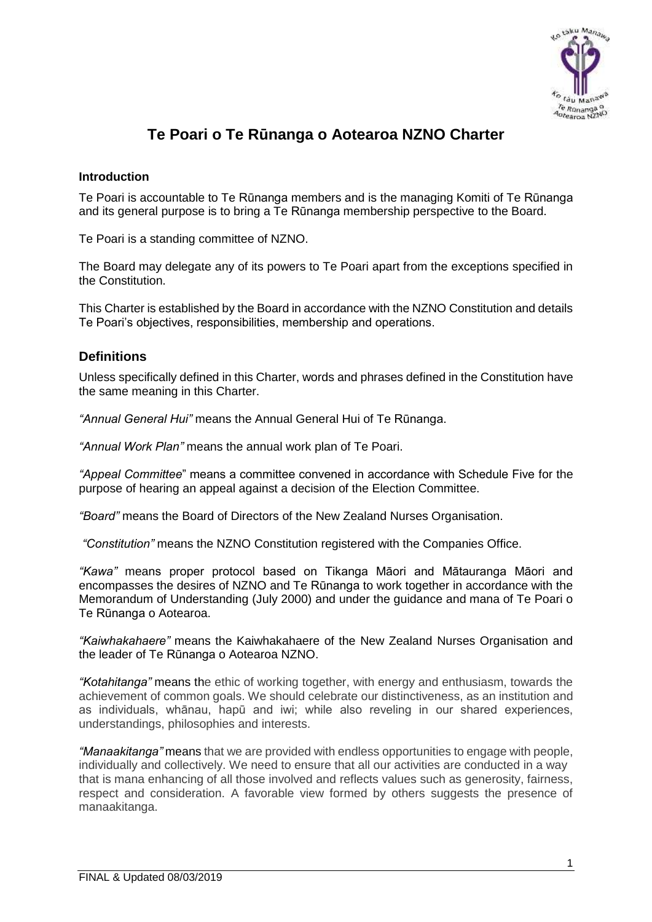# Te Poari o Te Rūnanga o Aotearoa NZNO Charter

**Introduction**

Te Poari is accountable to Te Rūnanga members and is the managing Komiti of Te Rūnanga and its general purpose is to bring a Te Rūnanga membership perspective to the Board.

Te Poari is a standing committee of NZNO.

The Board may delegate any of its powers to Te Poari apart from the exceptions specified in the Constitution.

This Charter is established by the Board in accordance with the NZNO Constitution and details Te Poari's objectives, responsibilities, membership and operations.

## Definitions

Unless specifically defined in this Charter, words and phrases defined in the Constitution have the same meaning in this Charter.

*"Annual General Hui"* means the Annual General Hui of Te Rūnanga.

*"Annual Work Plan"* means the annual work plan of Te Poari.

*"Appeal Committee"* means a committee convened in accordance with Schedule Five for the purpose of hearing an appeal against a decision of the Election Committee.

*"Board"* means the Board of Directors of the New Zealand Nurses Organisation.

*"Constitution"* means the NZNO Constitution registered with the Companies Office.

*"Kawa"* means proper protocol based on Tikanga Māori and Mātauranga Māori and encompasses the desires of NZNO and Te Rūnanga to work together in accordance with the Memorandum of Understanding (July 2000) and under the guidance and mana of Te Poari o Te Rūnanga o Aotearoa.

*"Kaiwhakahaere"* means the Kaiwhakahaere of the New Zealand Nurses Organisation and the leader of Te Rūnanga o Aotearoa NZNO.

*"Kotahitanga"* means the ethic of working together, with energy and enthusiasm, towards the achievement of common goals. We should celebrate our distinctiveness, as an institution and as individuals, whānau, hapū and iwi; while also reveling in our shared experiences, understandings, philosophies and interests.

*"Manaakitanga"* means that we are provided with endless opportunities to engage with people, individually and collectively. We need to ensure that all our activities are conducted in a way that is mana enhancing of all those involved and reflects values such as generosity, fairness, respect and consideration. A favorable view formed by others suggests the presence of manaakitanga.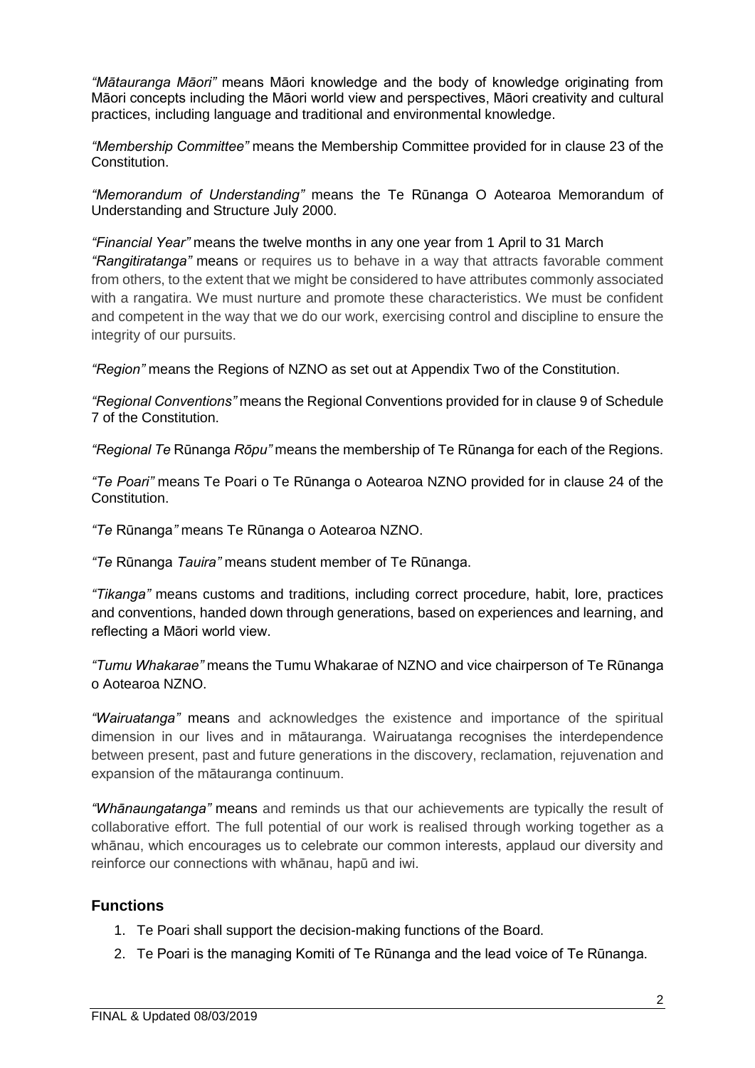*"Mātauranga Māori"* means Māori knowledge and the body of knowledge originating from Māori concepts including the Māori world view and perspectives, Māori creativity and cultural practices, including language and traditional and environmental knowledge.

*"Membership Committee"* means the Membership Committee provided for in clause 23 of the Constitution.

*"Memorandum of Understanding"* means the Te Rūnanga O Aotearoa Memorandum of Understanding and Structure July 2000.

*"Financial Year"* means the twelve months in any one year from 1 April to 31 March

*"Rangitiratanga"* means or requires us to behave in a way that attracts favorable comment from others, to the extent that we might be considered to have attributes commonly associated with a rangatira. We must nurture and promote these characteristics. We must be confident and competent in the way that we do our work, exercising control and discipline to ensure the integrity of our pursuits.

*"Region"* means the Regions of NZNO as set out at Appendix Two of the Constitution.

*"Regional Conventions"* means the Regional Conventions provided for in clause 9 of Schedule 7 of the Constitution.

*"Regional Te* Rūnanga *Rōpu"* means the membership of Te Rūnanga for each of the Regions.

*"Te Poari"* means Te Poari o Te Rūnanga o Aotearoa NZNO provided for in clause 24 of the Constitution.

*"Te* Rūnanga*"* means Te Rūnanga o Aotearoa NZNO.

*"Te* Rūnanga *Tauira"* means student member of Te Rūnanga.

*"Tikanga"* means customs and traditions, including correct procedure, habit, lore, practices and conventions, handed down through generations, based on experiences and learning, and reflecting a Māori world view.

*"Tumu Whakarae"* means the Tumu Whakarae of NZNO and vice chairperson of Te Rūnanga o Aotearoa NZNO.

*"Wairuatanga"* means and acknowledges the existence and importance of the spiritual dimension in our lives and in mātauranga. Wairuatanga recognises the interdependence between present, past and future generations in the discovery, reclamation, rejuvenation and expansion of the mātauranga continuum.

*"Whānaungatanga"* means and reminds us that our achievements are typically the result of collaborative effort. The full potential of our work is realised through working together as a whānau, which encourages us to celebrate our common interests, applaud our diversity and reinforce our connections with whānau, hapū and iwi.

## Functions

1. Te Poari shall support the decision-making functions of the Board.
2. Te Poari is the managing Komiti of Te Rūnanga and the lead voice of Te Rūnanga.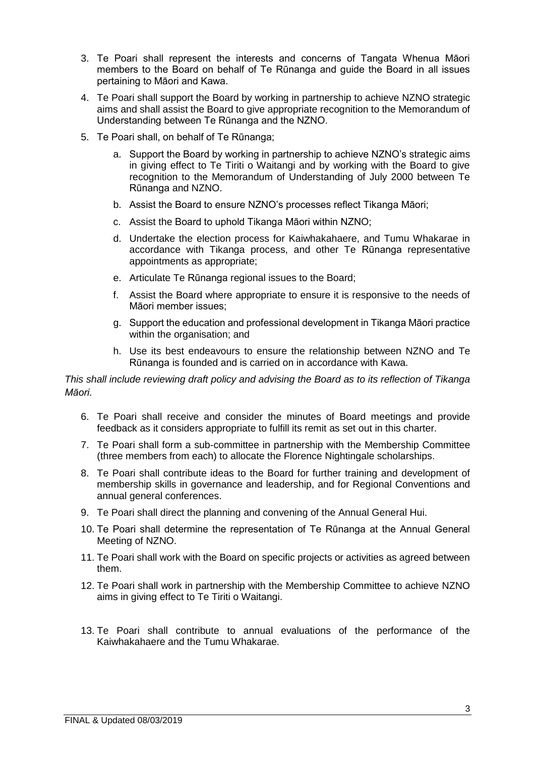3. Te Poari shall represent the interests and concerns of Tangata Whenua Māori members to the Board on behalf of Te Rūnanga and guide the Board in all issues pertaining to Māori and Kawa.
4. Te Poari shall support the Board by working in partnership to achieve NZNO strategic aims and shall assist the Board to give appropriate recognition to the Memorandum of Understanding between Te Rūnanga and the NZNO.
5. Te Poari shall, on behalf of Te Rūnanga;
   a. Support the Board by working in partnership to achieve NZNO's strategic aims in giving effect to Te Tiriti o Waitangi and by working with the Board to give recognition to the Memorandum of Understanding of July 2000 between Te Rūnanga and NZNO.
   b. Assist the Board to ensure NZNO's processes reflect Tikanga Māori;
   c. Assist the Board to uphold Tikanga Māori within NZNO;
   d. Undertake the election process for Kaiwhakahaere, and Tumu Whakarae in accordance with Tikanga process, and other Te Rūnanga representative appointments as appropriate;
   e. Articulate Te Rūnanga regional issues to the Board;
   f. Assist the Board where appropriate to ensure it is responsive to the needs of Māori member issues;
   g. Support the education and professional development in Tikanga Māori practice within the organisation; and
   h. Use its best endeavours to ensure the relationship between NZNO and Te Rūnanga is founded and is carried on in accordance with Kawa.

*This shall include reviewing draft policy and advising the Board as to its reflection of Tikanga Māori.*

6. Te Poari shall receive and consider the minutes of Board meetings and provide feedback as it considers appropriate to fulfill its remit as set out in this charter.
7. Te Poari shall form a sub-committee in partnership with the Membership Committee (three members from each) to allocate the Florence Nightingale scholarships.
8. Te Poari shall contribute ideas to the Board for further training and development of membership skills in governance and leadership, and for Regional Conventions and annual general conferences.
9. Te Poari shall direct the planning and convening of the Annual General Hui.
10. Te Poari shall determine the representation of Te Rūnanga at the Annual General Meeting of NZNO.
11. Te Poari shall work with the Board on specific projects or activities as agreed between them.
12. Te Poari shall work in partnership with the Membership Committee to achieve NZNO aims in giving effect to Te Tiriti o Waitangi.
13. Te Poari shall contribute to annual evaluations of the performance of the Kaiwhakahaere and the Tumu Whakarae.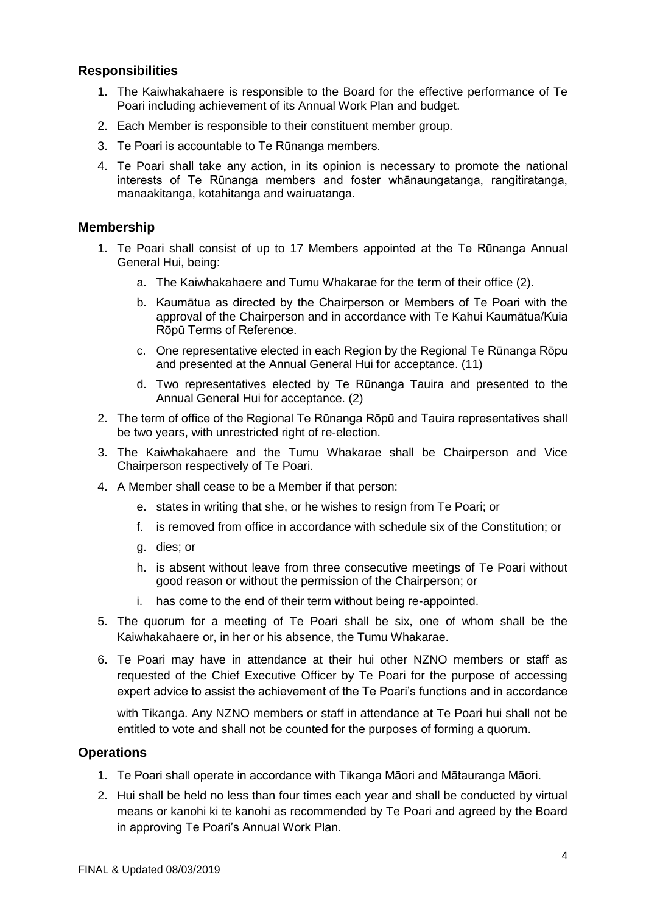## Responsibilities

1. The Kaiwhakahaere is responsible to the Board for the effective performance of Te Poari including achievement of its Annual Work Plan and budget.
2. Each Member is responsible to their constituent member group.
3. Te Poari is accountable to Te Rūnanga members.
4. Te Poari shall take any action, in its opinion is necessary to promote the national interests of Te Rūnanga members and foster whānaungatanga, rangitiratanga, manaakitanga, kotahitanga and wairuatanga.

## Membership

1. Te Poari shall consist of up to 17 Members appointed at the Te Rūnanga Annual General Hui, being:
    a. The Kaiwhakahaere and Tumu Whakarae for the term of their office (2).
    b. Kaumātua as directed by the Chairperson or Members of Te Poari with the approval of the Chairperson and in accordance with Te Kahui Kaumātua/Kuia Rōpū Terms of Reference.
    c. One representative elected in each Region by the Regional Te Rūnanga Rōpu and presented at the Annual General Hui for acceptance. (11)
    d. Two representatives elected by Te Rūnanga Tauira and presented to the Annual General Hui for acceptance. (2)
2. The term of office of the Regional Te Rūnanga Rōpū and Tauira representatives shall be two years, with unrestricted right of re-election.
3. The Kaiwhakahaere and the Tumu Whakarae shall be Chairperson and Vice Chairperson respectively of Te Poari.
4. A Member shall cease to be a Member if that person:
    e. states in writing that she, or he wishes to resign from Te Poari; or
    f. is removed from office in accordance with schedule six of the Constitution; or
    g. dies; or
    h. is absent without leave from three consecutive meetings of Te Poari without good reason or without the permission of the Chairperson; or
    i. has come to the end of their term without being re-appointed.
5. The quorum for a meeting of Te Poari shall be six, one of whom shall be the Kaiwhakahaere or, in her or his absence, the Tumu Whakarae.
6. Te Poari may have in attendance at their hui other NZNO members or staff as requested of the Chief Executive Officer by Te Poari for the purpose of accessing expert advice to assist the achievement of the Te Poari's functions and in accordance with Tikanga. Any NZNO members or staff in attendance at Te Poari hui shall not be entitled to vote and shall not be counted for the purposes of forming a quorum.

## Operations

1. Te Poari shall operate in accordance with Tikanga Māori and Mātauranga Māori.
2. Hui shall be held no less than four times each year and shall be conducted by virtual means or kanohi ki te kanohi as recommended by Te Poari and agreed by the Board in approving Te Poari's Annual Work Plan.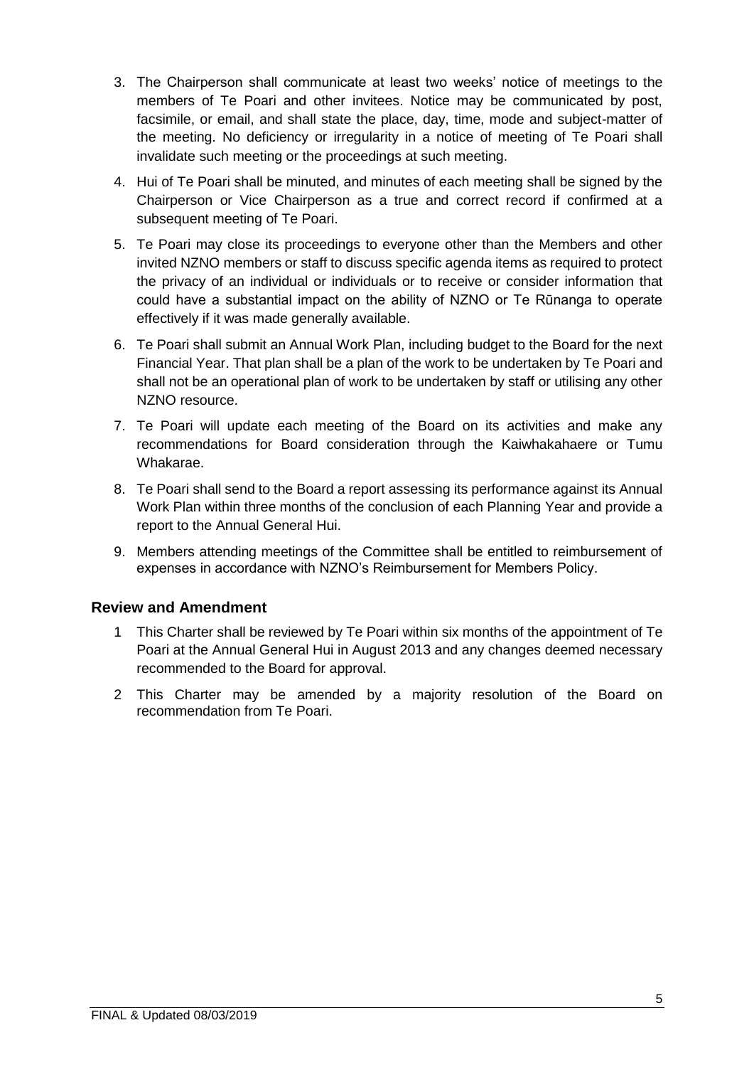3. The Chairperson shall communicate at least two weeks' notice of meetings to the members of Te Poari and other invitees. Notice may be communicated by post, facsimile, or email, and shall state the place, day, time, mode and subject-matter of the meeting. No deficiency or irregularity in a notice of meeting of Te Poari shall invalidate such meeting or the proceedings at such meeting.
4. Hui of Te Poari shall be minuted, and minutes of each meeting shall be signed by the Chairperson or Vice Chairperson as a true and correct record if confirmed at a subsequent meeting of Te Poari.
5. Te Poari may close its proceedings to everyone other than the Members and other invited NZNO members or staff to discuss specific agenda items as required to protect the privacy of an individual or individuals or to receive or consider information that could have a substantial impact on the ability of NZNO or Te Rūnanga to operate effectively if it was made generally available.
6. Te Poari shall submit an Annual Work Plan, including budget to the Board for the next Financial Year. That plan shall be a plan of the work to be undertaken by Te Poari and shall not be an operational plan of work to be undertaken by staff or utilising any other NZNO resource.
7. Te Poari will update each meeting of the Board on its activities and make any recommendations for Board consideration through the Kaiwhakahaere or Tumu Whakarae.
8. Te Poari shall send to the Board a report assessing its performance against its Annual Work Plan within three months of the conclusion of each Planning Year and provide a report to the Annual General Hui.
9. Members attending meetings of the Committee shall be entitled to reimbursement of expenses in accordance with NZNO's Reimbursement for Members Policy.

## Review and Amendment

1. This Charter shall be reviewed by Te Poari within six months of the appointment of Te Poari at the Annual General Hui in August 2013 and any changes deemed necessary recommended to the Board for approval.
2. This Charter may be amended by a majority resolution of the Board on recommendation from Te Poari.